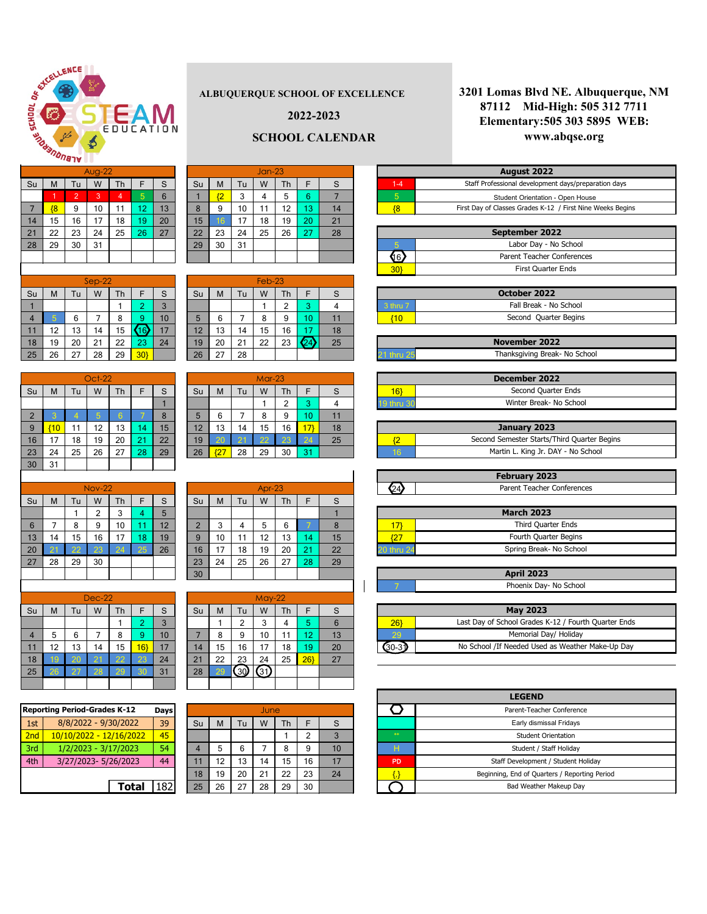# ALBUQUERQUE SCHOOL OF EXCELLENCE

## 2022-2023

## SCHOOL CALENDAR

3201 Lomas Blvd NE. Albuquerque, NM 87112 Mid-High: 505 312 7711 Elementary:505 303 5895 WEB: www.abqse.org

### Aug-22

| Su | M | Tu | W | Th | F | S |
|---|---|---|---|---|---|---|
| | 1 | 2 | 3 | 4 | 5 | 6 |
| 7 | {8 | 9 | 10 | 11 | 12 | 13 |
| 14 | 15 | 16 | 17 | 18 | 19 | 20 |
| 21 | 22 | 23 | 24 | 25 | 26 | 27 |
| 28 | 29 | 30 | 31 | | | |

### Sep-22

| Su | M | Tu | W | Th | F | S |
|---|---|---|---|---|---|---|
| | | | | 1 | 2 | 3 |
| 4 | 5 | 6 | 7 | 8 | 9 | 10 |
| 11 | 12 | 13 | 14 | 15 | 16 | 17 |
| 18 | 19 | 20 | 21 | 22 | 23 | 24 |
| 25 | 26 | 27 | 28 | 29 | 30} | |

### Oct-22

| Su | M | Tu | W | Th | F | S |
|---|---|---|---|---|---|---|
| | | | | | | 1 |
| 2 | 3 | 4 | 5 | 6 | 7 | 8 |
| 9 | {10 | 11 | 12 | 13 | 14 | 15 |
| 16 | 17 | 18 | 19 | 20 | 21 | 22 |
| 23 | 24 | 25 | 26 | 27 | 28 | 29 |
| 30 | 31 | | | | | |

### Nov-22

| Su | M | Tu | W | Th | F | S |
|---|---|---|---|---|---|---|
| | | 1 | 2 | 3 | 4 | 5 |
| 6 | 7 | 8 | 9 | 10 | 11 | 12 |
| 13 | 14 | 15 | 16 | 17 | 18 | 19 |
| 20 | 21 | 22 | 23 | 24 | 25 | 26 |
| 27 | 28 | 29 | 30 | | | |

### Dec-22

| Su | M | Tu | W | Th | F | S |
|---|---|---|---|---|---|---|
| | | | | 1 | 2 | 3 |
| 4 | 5 | 6 | 7 | 8 | 9 | 10 |
| 11 | 12 | 13 | 14 | 15 | 16} | 17 |
| 18 | 19 | 20 | 21 | 22 | 23 | 24 |
| 25 | 26 | 27 | 28 | 29 | 30 | 31 |

### Jan-23

| Su | M | Tu | W | Th | F | S |
|---|---|---|---|---|---|---|
| 1 | {2 | 3 | 4 | 5 | 6 | 7 |
| 8 | 9 | 10 | 11 | 12 | 13 | 14 |
| 15 | 16 | 17 | 18 | 19 | 20 | 21 |
| 22 | 23 | 24 | 25 | 26 | 27 | 28 |
| 29 | 30 | 31 | | | | |

### Feb-23

| Su | M | Tu | W | Th | F | S |
|---|---|---|---|---|---|---|
| | | | 1 | 2 | 3 | 4 |
| 5 | 6 | 7 | 8 | 9 | 10 | 11 |
| 12 | 13 | 14 | 15 | 16 | 17 | 18 |
| 19 | 20 | 21 | 22 | 23 | 24 | 25 |
| 26 | 27 | 28 | | | | |

### Mar-23

| Su | M | Tu | W | Th | F | S |
|---|---|---|---|---|---|---|
| | | | 1 | 2 | 3 | 4 |
| 5 | 6 | 7 | 8 | 9 | 10 | 11 |
| 12 | 13 | 14 | 15 | 16 | 17} | 18 |
| 19 | 20 | 21 | 22 | 23 | 24 | 25 |
| 26 | {27 | 28 | 29 | 30 | 31 | |

### Apr-23

| Su | M | Tu | W | Th | F | S |
|---|---|---|---|---|---|---|
| | | | | | | 1 |
| 2 | 3 | 4 | 5 | 6 | 7 | 8 |
| 9 | 10 | 11 | 12 | 13 | 14 | 15 |
| 16 | 17 | 18 | 19 | 20 | 21 | 22 |
| 23 | 24 | 25 | 26 | 27 | 28 | 29 |
| 30 | | | | | | |

### May-22

| Su | M | Tu | W | Th | F | S |
|---|---|---|---|---|---|---|
| | 1 | 2 | 3 | 4 | 5 | 6 |
| 7 | 8 | 9 | 10 | 11 | 12 | 13 |
| 14 | 15 | 16 | 17 | 18 | 19 | 20 |
| 21 | 22 | 23 | 24 | 25 | 26} | 27 |
| 28 | 29 | 30 | 31 | | | |

### June

| Su | M | Tu | W | Th | F | S |
|---|---|---|---|---|---|---|
| | | | | 1 | 2 | 3 |
| 4 | 5 | 6 | 7 | 8 | 9 | 10 |
| 11 | 12 | 13 | 14 | 15 | 16 | 17 |
| 18 | 19 | 20 | 21 | 22 | 23 | 24 |
| 25 | 26 | 27 | 28 | 29 | 30 | |

### Reporting Period-Grades K-12

| | Reporting Period-Grades K-12 | Days |
|---|---|---|
| 1st | 8/8/2022 - 9/30/2022 | 39 |
| 2nd | 10/10/2022 - 12/16/2022 | 45 |
| 3rd | 1/2/2023 - 3/17/2023 | 54 |
| 4th | 3/27/2023- 5/26/2023 | 44 |
| | **Total** | 182 |

### August 2022

| | |
|---|---|
| 1-4 | Staff Professional development days/preparation days |
| 5 | Student Orientation - Open House |
| {8 | First Day of Classes Grades K-12 / First Nine Weeks Begins |

### September 2022

| | |
|---|---|
| 5 | Labor Day - No School |
| 16 | Parent Teacher Conferences |
| 30} | First Quarter Ends |

### October 2022

| | |
|---|---|
| 3 thru 7 | Fall Break - No School |
| {10 | Second Quarter Begins |

### November 2022

| | |
|---|---|
| 21 thru 25 | Thanksgiving Break- No School |

### December 2022

| | |
|---|---|
| 16} | Second Quarter Ends |
| 19 thru 30 | Winter Break- No School |

### January 2023

| | |
|---|---|
| {2 | Second Semester Starts/Third Quarter Begins |
| 16 | Martin L. King Jr. DAY - No School |

### February 2023

| | |
|---|---|
| 24 | Parent Teacher Conferences |

### March 2023

| | |
|---|---|
| 17} | Third Quarter Ends |
| {27 | Fourth Quarter Begins |
| 20 thru 24 | Spring Break- No School |

### April 2023

| | |
|---|---|
| 7 | Phoenix Day- No School |

### May 2023

| | |
|---|---|
| 26} | Last Day of School Grades K-12 / Fourth Quarter Ends |
| 29 | Memorial Day/ Holiday |
| 30-31 | No School /If Needed Used as Weather Make-Up Day |

### LEGEND

| | |
|---|---|
| (hexagon) | Parent-Teacher Conference |
| (green) | Early dismissal Fridays |
| ** | Student Orientation |
| H | Student / Staff Holiday |
| PD | Staff Development / Student Holiday |
| {.} | Beginning, End of Quarters / Reporting Period |
| (circle) | Bad Weather Makeup Day |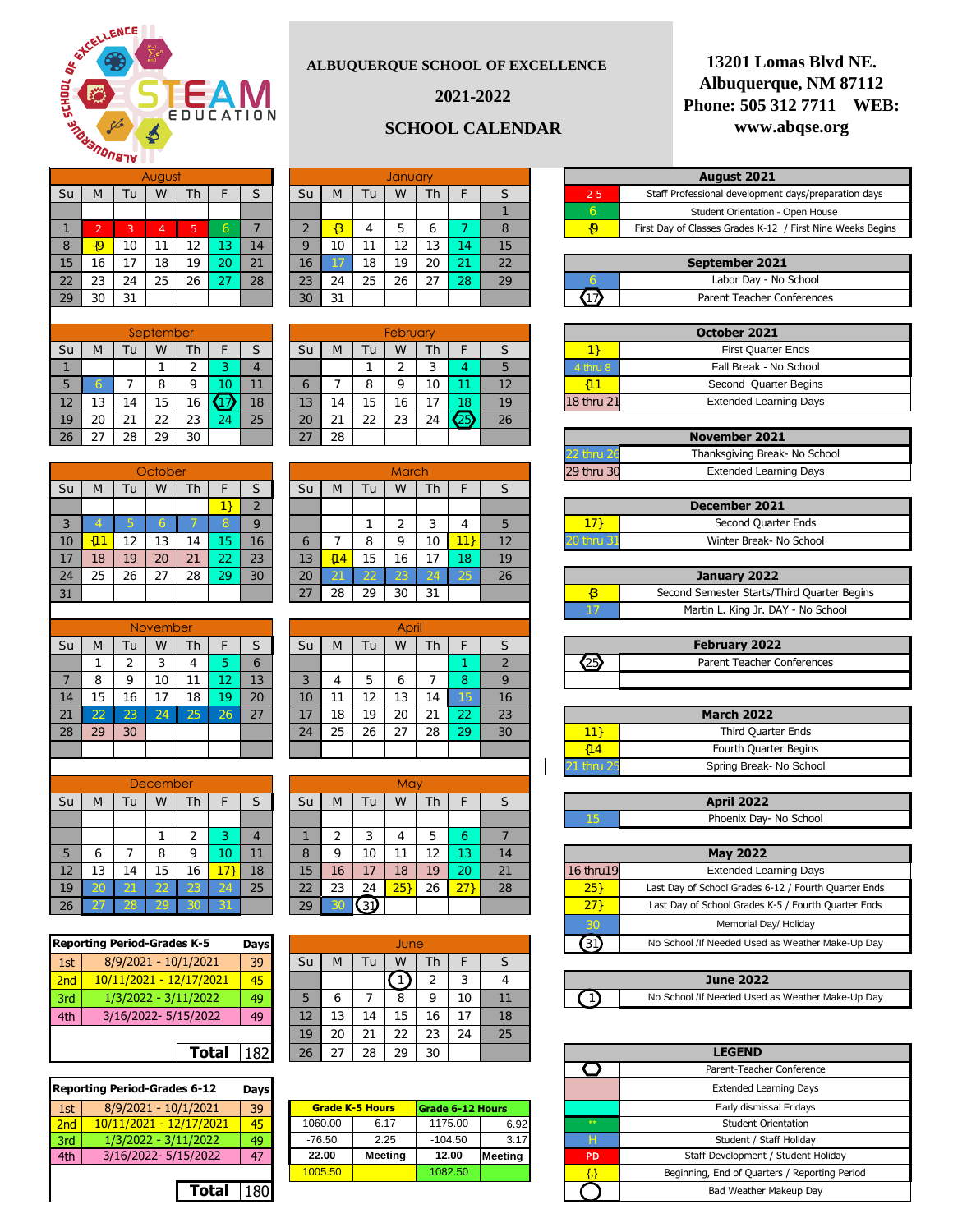# ALBUQUERQUE SCHOOL OF EXCELLENCE

## 2021-2022

## SCHOOL CALENDAR

**13201 Lomas Blvd NE.**
**Albuquerque, NM 87112**
**Phone: 505 312 7711 WEB: www.abqse.org**

### August

| Su | M | Tu | W | Th | F | S |
|---|---|---|---|---|---|---|
| 1 | 2 | 3 | 4 | 5 | 6 | 7 |
| 8 | {9 | 10 | 11 | 12 | 13 | 14 |
| 15 | 16 | 17 | 18 | 19 | 20 | 21 |
| 22 | 23 | 24 | 25 | 26 | 27 | 28 |
| 29 | 30 | 31 | | | | |

### September

| Su | M | Tu | W | Th | F | S |
|---|---|---|---|---|---|---|
| | | | 1 | 2 | 3 | 4 |
| 5 | 6 | 7 | 8 | 9 | 10 | 11 |
| 12 | 13 | 14 | 15 | 16 | 17 | 18 |
| 19 | 20 | 21 | 22 | 23 | 24 | 25 |
| 26 | 27 | 28 | 29 | 30 | | |

### October

| Su | M | Tu | W | Th | F | S |
|---|---|---|---|---|---|---|
| | | | | | 1} | 2 |
| 3 | 4 | 5 | 6 | 7 | 8 | 9 |
| 10 | {11 | 12 | 13 | 14 | 15 | 16 |
| 17 | 18 | 19 | 20 | 21 | 22 | 23 |
| 24 | 25 | 26 | 27 | 28 | 29 | 30 |
| 31 | | | | | | |

### November

| Su | M | Tu | W | Th | F | S |
|---|---|---|---|---|---|---|
| | 1 | 2 | 3 | 4 | 5 | 6 |
| 7 | 8 | 9 | 10 | 11 | 12 | 13 |
| 14 | 15 | 16 | 17 | 18 | 19 | 20 |
| 21 | 22 | 23 | 24 | 25 | 26 | 27 |
| 28 | 29 | 30 | | | | |

### December

| Su | M | Tu | W | Th | F | S |
|---|---|---|---|---|---|---|
| | | | 1 | 2 | 3 | 4 |
| 5 | 6 | 7 | 8 | 9 | 10 | 11 |
| 12 | 13 | 14 | 15 | 16 | 17} | 18 |
| 19 | 20 | 21 | 22 | 23 | 24 | 25 |
| 26 | 27 | 28 | 29 | 30 | 31 | |

### January

| Su | M | Tu | W | Th | F | S |
|---|---|---|---|---|---|---|
| | | | | | | 1 |
| 2 | {3 | 4 | 5 | 6 | 7 | 8 |
| 9 | 10 | 11 | 12 | 13 | 14 | 15 |
| 16 | 17 | 18 | 19 | 20 | 21 | 22 |
| 23 | 24 | 25 | 26 | 27 | 28 | 29 |
| 30 | 31 | | | | | |

### February

| Su | M | Tu | W | Th | F | S |
|---|---|---|---|---|---|---|
| | | 1 | 2 | 3 | 4 | 5 |
| 6 | 7 | 8 | 9 | 10 | 11 | 12 |
| 13 | 14 | 15 | 16 | 17 | 18 | 19 |
| 20 | 21 | 22 | 23 | 24 | 25 | 26 |
| 27 | 28 | | | | | |

### March

| Su | M | Tu | W | Th | F | S |
|---|---|---|---|---|---|---|
| | | 1 | 2 | 3 | 4 | 5 |
| 6 | 7 | 8 | 9 | 10 | 11} | 12 |
| 13 | {14 | 15 | 16 | 17 | 18 | 19 |
| 20 | 21 | 22 | 23 | 24 | 25 | 26 |
| 27 | 28 | 29 | 30 | 31 | | |

### April

| Su | M | Tu | W | Th | F | S |
|---|---|---|---|---|---|---|
| | | | | | 1 | 2 |
| 3 | 4 | 5 | 6 | 7 | 8 | 9 |
| 10 | 11 | 12 | 13 | 14 | 15 | 16 |
| 17 | 18 | 19 | 20 | 21 | 22 | 23 |
| 24 | 25 | 26 | 27 | 28 | 29 | 30 |

### May

| Su | M | Tu | W | Th | F | S |
|---|---|---|---|---|---|---|
| 1 | 2 | 3 | 4 | 5 | 6 | 7 |
| 8 | 9 | 10 | 11 | 12 | 13 | 14 |
| 15 | 16 | 17 | 18 | 19 | 20 | 21 |
| 22 | 23 | 24 | 25} | 26 | 27} | 28 |
| 29 | 30 | 31 | | | | |

### June

| Su | M | Tu | W | Th | F | S |
|---|---|---|---|---|---|---|
| | | | 1 | 2 | 3 | 4 |
| 5 | 6 | 7 | 8 | 9 | 10 | 11 |
| 12 | 13 | 14 | 15 | 16 | 17 | 18 |
| 19 | 20 | 21 | 22 | 23 | 24 | 25 |
| 26 | 27 | 28 | 29 | 30 | | |

| Reporting Period-Grades K-5 | | Days |
|---|---|---|
| 1st | 8/9/2021 - 10/1/2021 | 39 |
| 2nd | 10/11/2021 - 12/17/2021 | 45 |
| 3rd | 1/3/2022 - 3/11/2022 | 49 |
| 4th | 3/16/2022- 5/15/2022 | 49 |
| | **Total** | 182 |

| Reporting Period-Grades 6-12 | | Days |
|---|---|---|
| 1st | 8/9/2021 - 10/1/2021 | 39 |
| 2nd | 10/11/2021 - 12/17/2021 | 45 |
| 3rd | 1/3/2022 - 3/11/2022 | 49 |
| 4th | 3/16/2022- 5/15/2022 | 47 |
| | **Total** | 180 |

| Grade K-5 Hours | | Grade 6-12 Hours | |
|---|---|---|---|
| 1060.00 | 6.17 | 1175.00 | 6.92 |
| -76.50 | 2.25 | -104.50 | 3.17 |
| 22.00 | Meeting | 12.00 | Meeting |
| 1005.50 | | 1082.50 | |

| August 2021 | |
|---|---|
| 2-5 | Staff Professional development days/preparation days |
| 6 | Student Orientation - Open House |
| {9 | First Day of Classes Grades K-12 / First Nine Weeks Begins |

| September 2021 | |
|---|---|
| 6 | Labor Day - No School |
| 17 | Parent Teacher Conferences |

| October 2021 | |
|---|---|
| 1} | First Quarter Ends |
| 4 thru 8 | Fall Break - No School |
| {11 | Second Quarter Begins |
| 18 thru 21 | Extended Learning Days |

| November 2021 | |
|---|---|
| 22 thru 26 | Thanksgiving Break- No School |
| 29 thru 30 | Extended Learning Days |

| December 2021 | |
|---|---|
| 17} | Second Quarter Ends |
| 20 thru 31 | Winter Break- No School |

| January 2022 | |
|---|---|
| {3 | Second Semester Starts/Third Quarter Begins |
| 17 | Martin L. King Jr. DAY - No School |

| February 2022 | |
|---|---|
| 25 | Parent Teacher Conferences |

| March 2022 | |
|---|---|
| 11} | Third Quarter Ends |
| {14 | Fourth Quarter Begins |
| 21 thru 25 | Spring Break- No School |

| April 2022 | |
|---|---|
| 15 | Phoenix Day- No School |

| May 2022 | |
|---|---|
| 16 thru19 | Extended Learning Days |
| 25} | Last Day of School Grades 6-12 / Fourth Quarter Ends |
| 27} | Last Day of School Grades K-5 / Fourth Quarter Ends |
| 30 | Memorial Day/ Holiday |
| 31 | No School /If Needed Used as Weather Make-Up Day |

| June 2022 | |
|---|---|
| 1 | No School /If Needed Used as Weather Make-Up Day |

| LEGEND | |
|---|---|
| (hexagon) | Parent-Teacher Conference |
| (pink) | Extended Learning Days |
| (green) | Early dismissal Fridays |
| ** | Student Orientation |
| H | Student / Staff Holiday |
| PD | Staff Development / Student Holiday |
| {,} | Beginning, End of Quarters / Reporting Period |
| (circle) | Bad Weather Makeup Day |